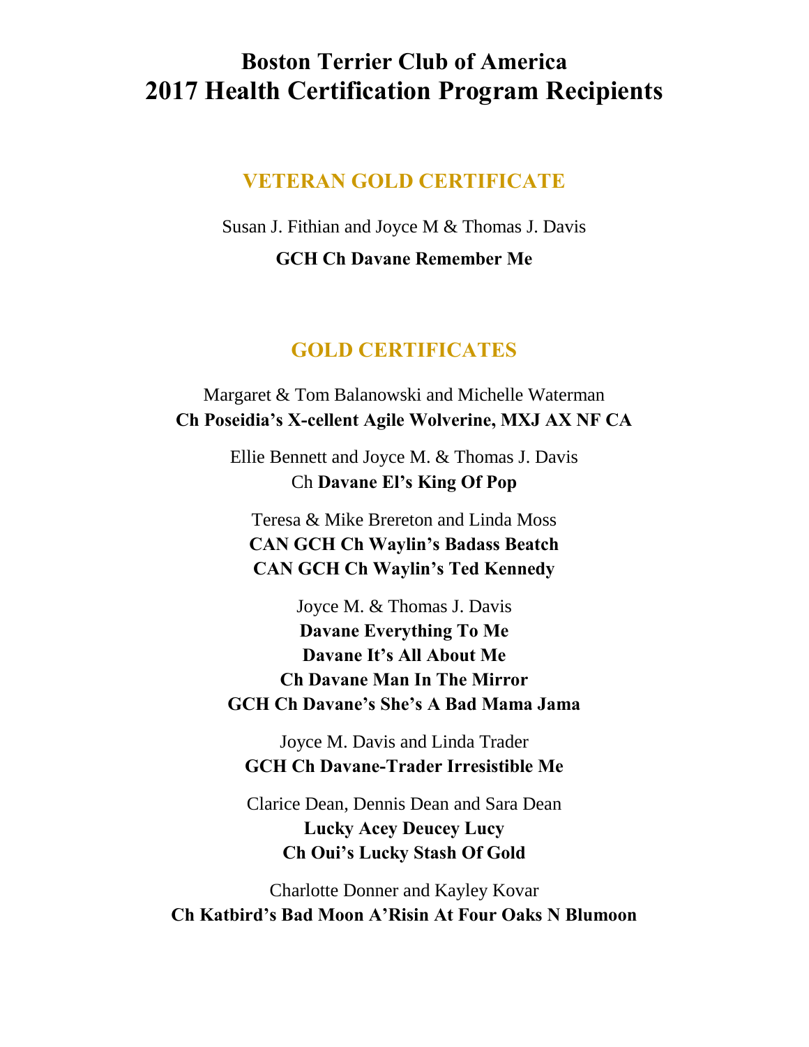# Boston Terrier Club of America
# 2017 Health Certification Program Recipients

## VETERAN GOLD CERTIFICATE

Susan J. Fithian and Joyce M & Thomas J. Davis
**GCH Ch Davane Remember Me**

## GOLD CERTIFICATES

Margaret & Tom Balanowski and Michelle Waterman
**Ch Poseidia's X-cellent Agile Wolverine, MXJ AX NF CA**

Ellie Bennett and Joyce M. & Thomas J. Davis
Ch **Davane El's King Of Pop**

Teresa & Mike Brereton and Linda Moss
**CAN GCH Ch Waylin's Badass Beatch**
**CAN GCH Ch Waylin's Ted Kennedy**

Joyce M. & Thomas J. Davis
**Davane Everything To Me**
**Davane It's All About Me**
**Ch Davane Man In The Mirror**
**GCH Ch Davane's She's A Bad Mama Jama**

Joyce M. Davis and Linda Trader
**GCH Ch Davane-Trader Irresistible Me**

Clarice Dean, Dennis Dean and Sara Dean
**Lucky Acey Deucey Lucy**
**Ch Oui's Lucky Stash Of Gold**

Charlotte Donner and Kayley Kovar
**Ch Katbird's Bad Moon A'Risin At Four Oaks N Blumoon**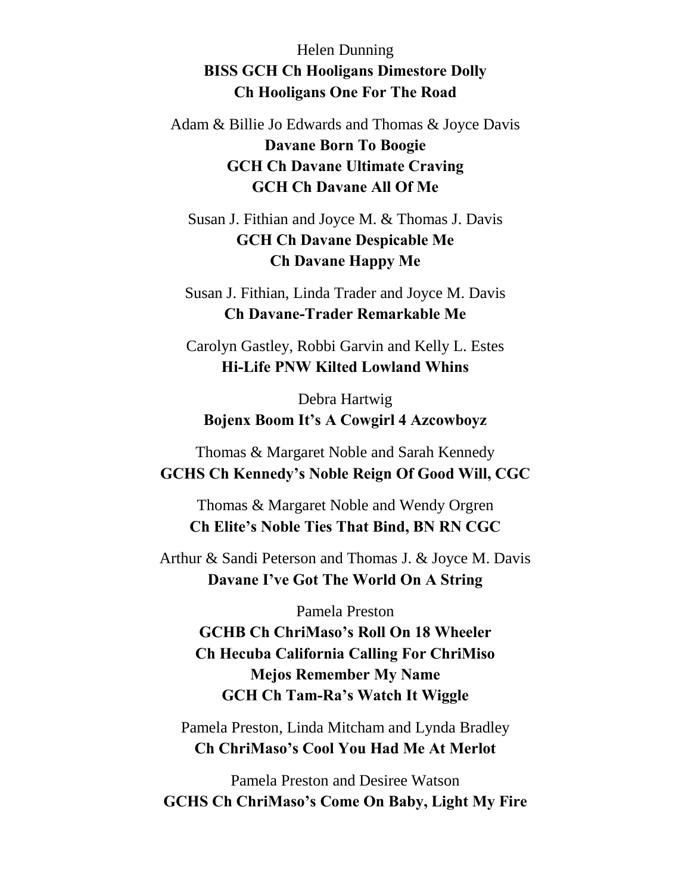Helen Dunning

**BISS GCH Ch Hooligans Dimestore Dolly**

**Ch Hooligans One For The Road**

Adam & Billie Jo Edwards and Thomas & Joyce Davis

**Davane Born To Boogie**

**GCH Ch Davane Ultimate Craving**

**GCH Ch Davane All Of Me**

Susan J. Fithian and Joyce M. & Thomas J. Davis

**GCH Ch Davane Despicable Me**

**Ch Davane Happy Me**

Susan J. Fithian, Linda Trader and Joyce M. Davis

**Ch Davane-Trader Remarkable Me**

Carolyn Gastley, Robbi Garvin and Kelly L. Estes

**Hi-Life PNW Kilted Lowland Whins**

Debra Hartwig

**Bojenx Boom It's A Cowgirl 4 Azcowboyz**

Thomas & Margaret Noble and Sarah Kennedy

**GCHS Ch Kennedy's Noble Reign Of Good Will, CGC**

Thomas & Margaret Noble and Wendy Orgren

**Ch Elite's Noble Ties That Bind, BN RN CGC**

Arthur & Sandi Peterson and Thomas J. & Joyce M. Davis

**Davane I've Got The World On A String**

Pamela Preston

**GCHB Ch ChriMaso's Roll On 18 Wheeler**

**Ch Hecuba California Calling For ChriMiso**

**Mejos Remember My Name**

**GCH Ch Tam-Ra's Watch It Wiggle**

Pamela Preston, Linda Mitcham and Lynda Bradley

**Ch ChriMaso's Cool You Had Me At Merlot**

Pamela Preston and Desiree Watson

**GCHS Ch ChriMaso's Come On Baby, Light My Fire**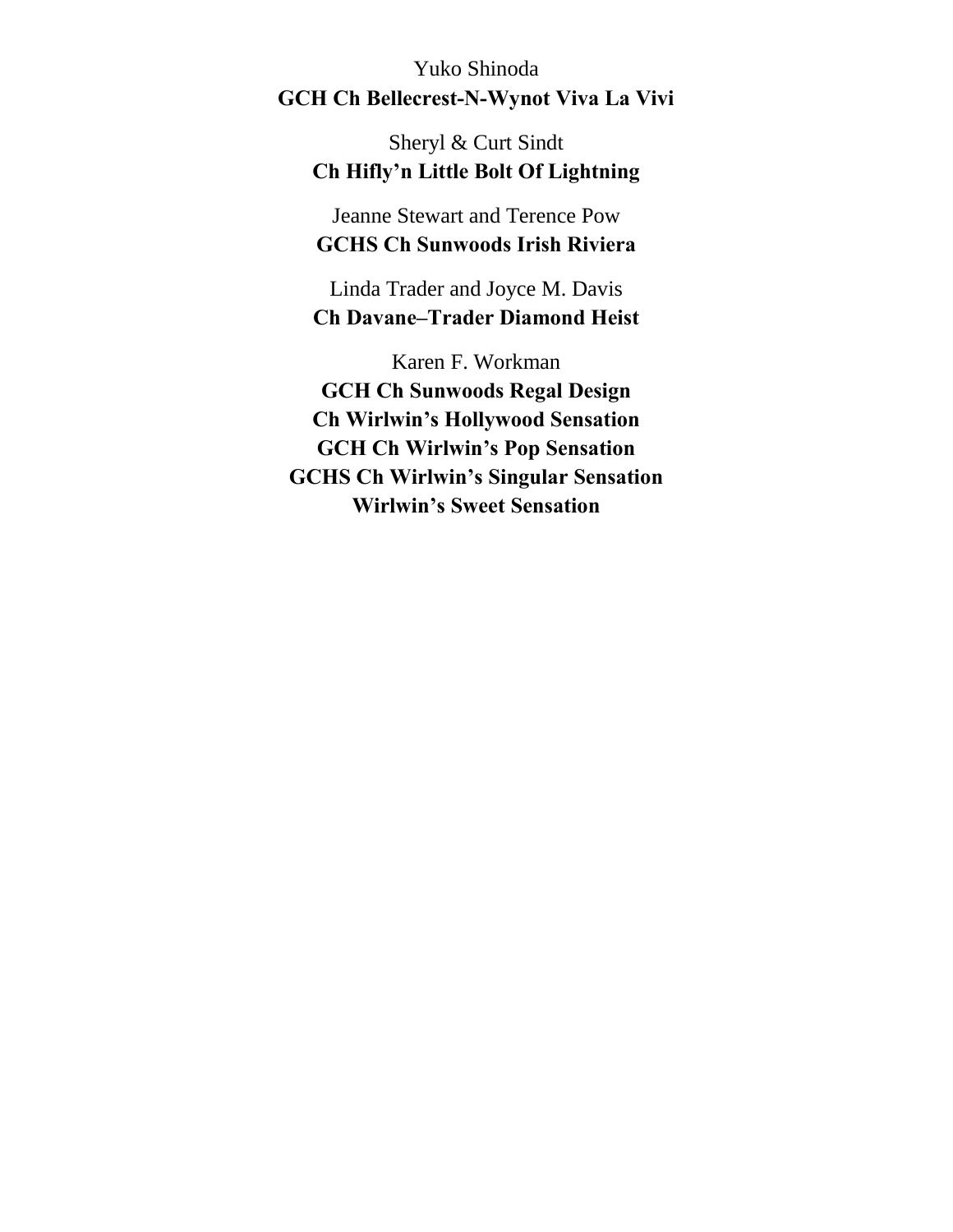Yuko Shinoda
**GCH Ch Bellecrest-N-Wynot Viva La Vivi**

Sheryl & Curt Sindt
**Ch Hifly'n Little Bolt Of Lightning**

Jeanne Stewart and Terence Pow
**GCHS Ch Sunwoods Irish Riviera**

Linda Trader and Joyce M. Davis
**Ch Davane–Trader Diamond Heist**

Karen F. Workman
**GCH Ch Sunwoods Regal Design**
**Ch Wirlwin's Hollywood Sensation**
**GCH Ch Wirlwin's Pop Sensation**
**GCHS Ch Wirlwin's Singular Sensation**
**Wirlwin's Sweet Sensation**